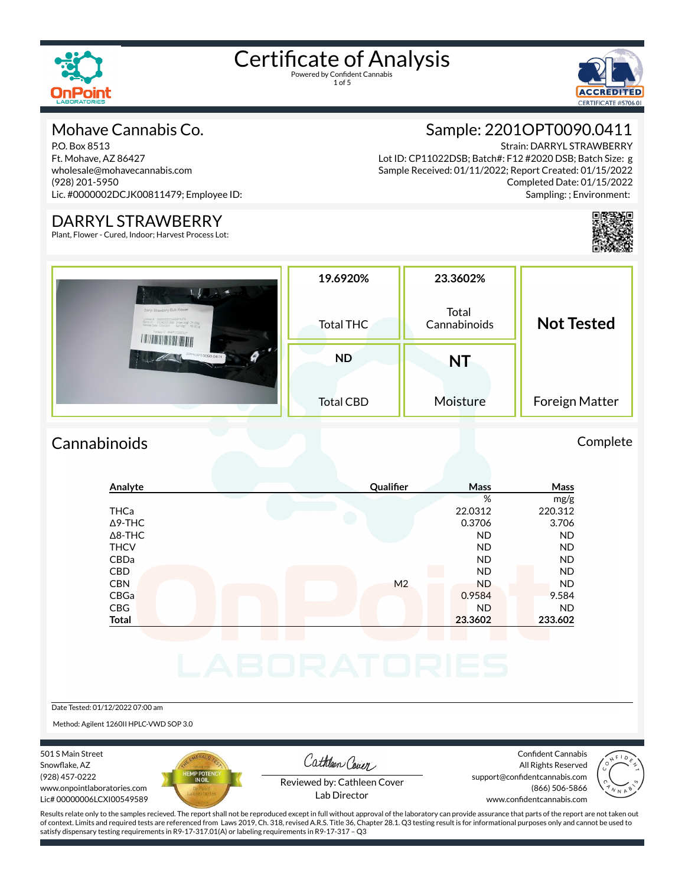# Certificate of Analysis

Powered by Confident Cannabis

## Mohave Cannabis Co.

P.O. Box 8513
Ft. Mohave, AZ 86427
wholesale@mohavecannabis.com
(928) 201-5950
Lic. #0000002DCJK00811479; Employee ID:

## Sample: 2201OPT0090.0411

Strain: DARRYL STRAWBERRY
Lot ID: CP11022DSB; Batch#: F12 #2020 DSB; Batch Size: g
Sample Received: 01/11/2022; Report Created: 01/15/2022
Completed Date: 01/15/2022
Sampling: ; Environment:

## DARRYL STRAWBERRY

Plant, Flower - Cured, Indoor; Harvest Process Lot:

| 19.6920% | 23.3602% | Not Tested |
|---|---|---|
| Total THC | Total Cannabinoids | Foreign Matter |
| **ND** | **NT** | |
| Total CBD | Moisture | |

## Cannabinoids

Complete

| Analyte | Qualifier | Mass % | Mass mg/g |
|---|---|---|---|
| THCa | | 22.0312 | 220.312 |
| Δ9-THC | | 0.3706 | 3.706 |
| Δ8-THC | | ND | ND |
| THCV | | ND | ND |
| CBDa | | ND | ND |
| CBD | | ND | ND |
| CBN | M2 | ND | ND |
| CBGa | | 0.9584 | 9.584 |
| CBG | | ND | ND |
| **Total** | | **23.3602** | **233.602** |

Date Tested: 01/12/2022 07:00 am

Method: Agilent 1260II HPLC-VWD SOP 3.0

501 S Main Street
Snowflake, AZ
(928) 457-0222
www.onpointlaboratories.com
Lic# 00000006LCXI00549589

Reviewed by: Cathleen Cover
Lab Director

Confident Cannabis
All Rights Reserved
support@confidentcannabis.com
(866) 506-5866
www.confidentcannabis.com

Results relate only to the samples recieved. The report shall not be reproduced except in full without approval of the laboratory can provide assurance that parts of the report are not taken out of context. Limits and required tests are referenced from Laws 2019, Ch. 318, revised A.R.S. Title 36, Chapter 28.1. Q3 testing result is for informational purposes only and cannot be used to satisfy dispensary testing requirements in R9-17-317.01(A) or labeling requirements in R9-17-317 – Q3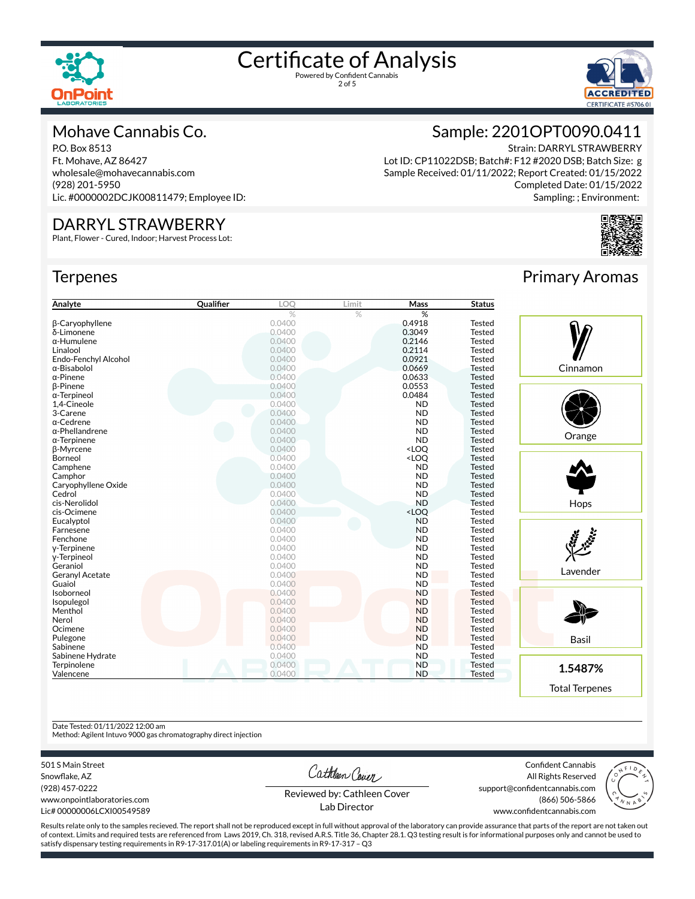# Certificate of Analysis

Powered by Confident Cannabis

## Mohave Cannabis Co.

P.O. Box 8513
Ft. Mohave, AZ 86427
wholesale@mohavecannabis.com
(928) 201-5950
Lic. #0000002DCJK00811479; Employee ID:

## Sample: 2201OPT0090.0411

Strain: DARRYL STRAWBERRY
Lot ID: CP11022DSB; Batch#: F12 #2020 DSB; Batch Size: g
Sample Received: 01/11/2022; Report Created: 01/15/2022
Completed Date: 01/15/2022
Sampling: ; Environment:

## DARRYL STRAWBERRY

Plant, Flower - Cured, Indoor; Harvest Process Lot:

## Terpenes

| Analyte | Qualifier | LOQ | Limit | Mass | Status |
|---|---|---|---|---|---|
| | | % | % | % | |
| β-Caryophyllene | | 0.0400 | | 0.4918 | Tested |
| δ-Limonene | | 0.0400 | | 0.3049 | Tested |
| α-Humulene | | 0.0400 | | 0.2146 | Tested |
| Linalool | | 0.0400 | | 0.2114 | Tested |
| Endo-Fenchyl Alcohol | | 0.0400 | | 0.0921 | Tested |
| α-Bisabolol | | 0.0400 | | 0.0669 | Tested |
| α-Pinene | | 0.0400 | | 0.0633 | Tested |
| β-Pinene | | 0.0400 | | 0.0553 | Tested |
| α-Terpineol | | 0.0400 | | 0.0484 | Tested |
| 1,4-Cineole | | 0.0400 | | ND | Tested |
| 3-Carene | | 0.0400 | | ND | Tested |
| α-Cedrene | | 0.0400 | | ND | Tested |
| α-Phellandrene | | 0.0400 | | ND | Tested |
| α-Terpinene | | 0.0400 | | ND | Tested |
| β-Myrcene | | 0.0400 | | <LOQ | Tested |
| Borneol | | 0.0400 | | <LOQ | Tested |
| Camphene | | 0.0400 | | ND | Tested |
| Camphor | | 0.0400 | | ND | Tested |
| Caryophyllene Oxide | | 0.0400 | | ND | Tested |
| Cedrol | | 0.0400 | | ND | Tested |
| cis-Nerolidol | | 0.0400 | | ND | Tested |
| cis-Ocimene | | 0.0400 | | <LOQ | Tested |
| Eucalyptol | | 0.0400 | | ND | Tested |
| Farnesene | | 0.0400 | | ND | Tested |
| Fenchone | | 0.0400 | | ND | Tested |
| γ-Terpinene | | 0.0400 | | ND | Tested |
| γ-Terpineol | | 0.0400 | | ND | Tested |
| Geraniol | | 0.0400 | | ND | Tested |
| Geranyl Acetate | | 0.0400 | | ND | Tested |
| Guaiol | | 0.0400 | | ND | Tested |
| Isoborneol | | 0.0400 | | ND | Tested |
| Isopulegol | | 0.0400 | | ND | Tested |
| Menthol | | 0.0400 | | ND | Tested |
| Nerol | | 0.0400 | | ND | Tested |
| Ocimene | | 0.0400 | | ND | Tested |
| Pulegone | | 0.0400 | | ND | Tested |
| Sabinene | | 0.0400 | | ND | Tested |
| Sabinene Hydrate | | 0.0400 | | ND | Tested |
| Terpinolene | | 0.0400 | | ND | Tested |
| Valencene | | 0.0400 | | ND | Tested |

## Primary Aromas

- Cinnamon
- Orange
- Hops
- Lavender
- Basil

**1.5487%**
Total Terpenes

Date Tested: 01/11/2022 12:00 am
Method: Agilent Intuvo 9000 gas chromatography direct injection

501 S Main Street
Snowflake, AZ
(928) 457-0222
www.onpointlaboratories.com
Lic# 00000006LCXI00549589

Reviewed by: Cathleen Cover
Lab Director

Confident Cannabis
All Rights Reserved
support@confidentcannabis.com
(866) 506-5866
www.confidentcannabis.com

Results relate only to the samples recieved. The report shall not be reproduced except in full without approval of the laboratory can provide assurance that parts of the report are not taken out of context. Limits and required tests are referenced from Laws 2019, Ch. 318, revised A.R.S. Title 36, Chapter 28.1. Q3 testing result is for informational purposes only and cannot be used to satisfy dispensary testing requirements in R9-17-317.01(A) or labeling requirements in R9-17-317 – Q3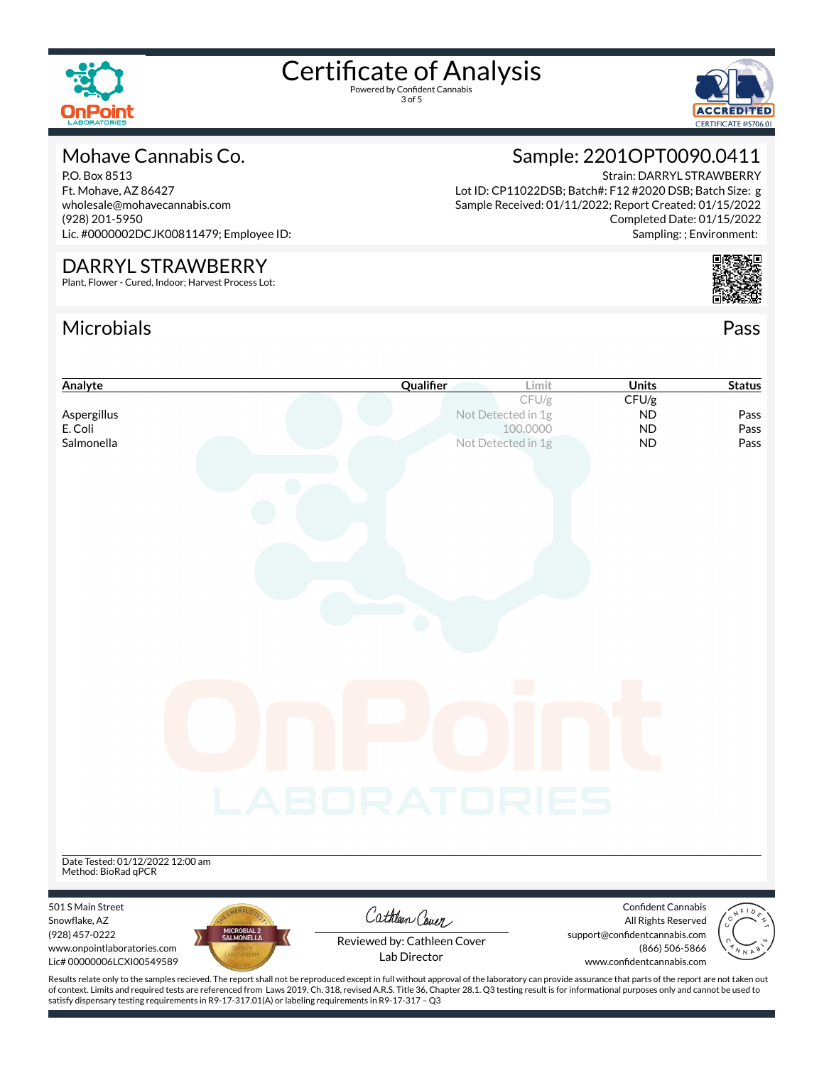# Certificate of Analysis

Powered by Confident Cannabis

## Mohave Cannabis Co.

P.O. Box 8513
Ft. Mohave, AZ 86427
wholesale@mohavecannabis.com
(928) 201-5950
Lic. #0000002DCJK00811479; Employee ID:

## Sample: 2201OPT0090.0411

Strain: DARRYL STRAWBERRY
Lot ID: CP11022DSB; Batch#: F12 #2020 DSB; Batch Size: g
Sample Received: 01/11/2022; Report Created: 01/15/2022
Completed Date: 01/15/2022
Sampling: ; Environment:

## DARRYL STRAWBERRY

Plant, Flower - Cured, Indoor; Harvest Process Lot:

## Microbials

Pass

| Analyte | Qualifier | Limit | Units | Status |
|---|---|---|---|---|
| | | CFU/g | CFU/g | |
| Aspergillus | | Not Detected in 1g | ND | Pass |
| E. Coli | | 100.0000 | ND | Pass |
| Salmonella | | Not Detected in 1g | ND | Pass |

Date Tested: 01/12/2022 12:00 am
Method: BioRad qPCR

501 S Main Street
Snowflake, AZ
(928) 457-0222
www.onpointlaboratories.com
Lic# 00000006LCXI00549589

Reviewed by: Cathleen Cover
Lab Director

Confident Cannabis
All Rights Reserved
support@confidentcannabis.com
(866) 506-5866
www.confidentcannabis.com

Results relate only to the samples recieved. The report shall not be reproduced except in full without approval of the laboratory can provide assurance that parts of the report are not taken out of context. Limits and required tests are referenced from Laws 2019, Ch. 318, revised A.R.S. Title 36, Chapter 28.1. Q3 testing result is for informational purposes only and cannot be used to satisfy dispensary testing requirements in R9-17-317.01(A) or labeling requirements in R9-17-317 – Q3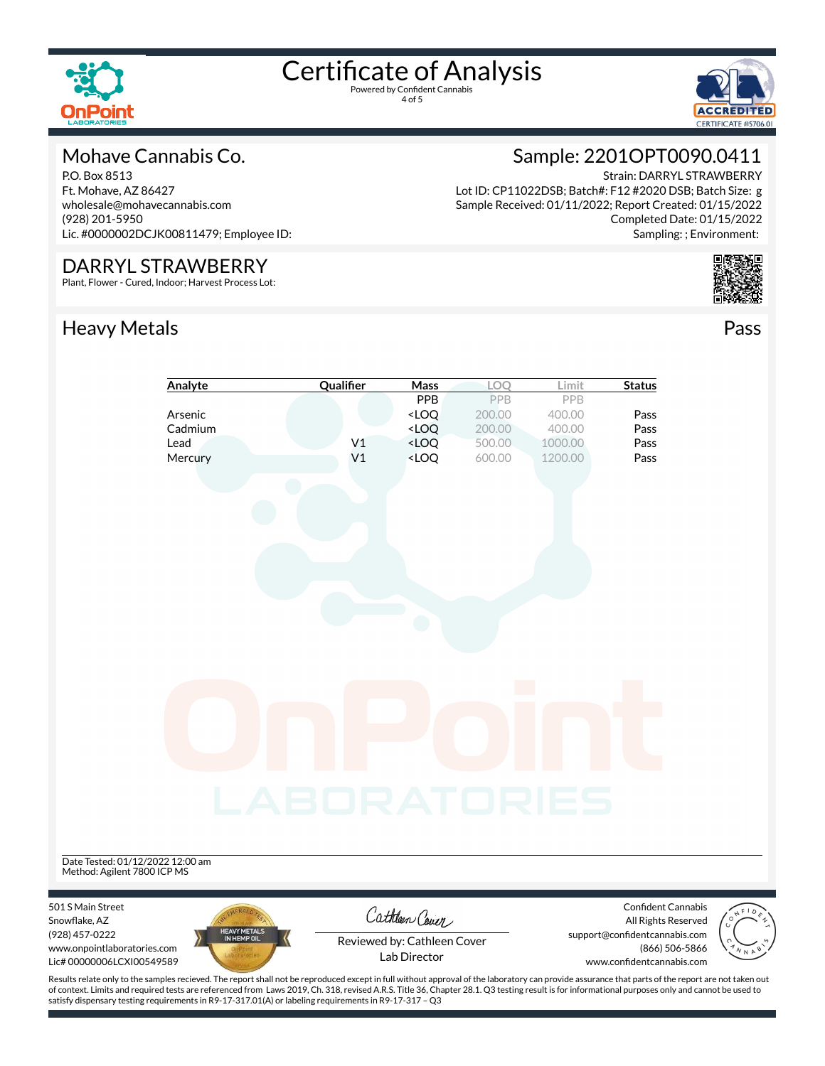# Certificate of Analysis

Powered by Confident Cannabis

## Mohave Cannabis Co.

P.O. Box 8513
Ft. Mohave, AZ 86427
wholesale@mohavecannabis.com
(928) 201-5950
Lic. #0000002DCJK00811479; Employee ID:

## Sample: 2201OPT0090.0411

Strain: DARRYL STRAWBERRY
Lot ID: CP11022DSB; Batch#: F12 #2020 DSB; Batch Size: g
Sample Received: 01/11/2022; Report Created: 01/15/2022
Completed Date: 01/15/2022
Sampling: ; Environment:

## DARRYL STRAWBERRY

Plant, Flower - Cured, Indoor; Harvest Process Lot:

## Heavy Metals

Pass

| Analyte | Qualifier | Mass | LOQ | Limit | Status |
|---|---|---|---|---|---|
| | | PPB | PPB | PPB | |
| Arsenic | | <LOQ | 200.00 | 400.00 | Pass |
| Cadmium | | <LOQ | 200.00 | 400.00 | Pass |
| Lead | V1 | <LOQ | 500.00 | 1000.00 | Pass |
| Mercury | V1 | <LOQ | 600.00 | 1200.00 | Pass |

Date Tested: 01/12/2022 12:00 am
Method: Agilent 7800 ICP MS

501 S Main Street
Snowflake, AZ
(928) 457-0222
www.onpointlaboratories.com
Lic# 00000006LCXI00549589

Reviewed by: Cathleen Cover
Lab Director

Confident Cannabis
All Rights Reserved
support@confidentcannabis.com
(866) 506-5866
www.confidentcannabis.com

Results relate only to the samples recieved. The report shall not be reproduced except in full without approval of the laboratory can provide assurance that parts of the report are not taken out of context. Limits and required tests are referenced from Laws 2019, Ch. 318, revised A.R.S. Title 36, Chapter 28.1. Q3 testing result is for informational purposes only and cannot be used to satisfy dispensary testing requirements in R9-17-317.01(A) or labeling requirements in R9-17-317 – Q3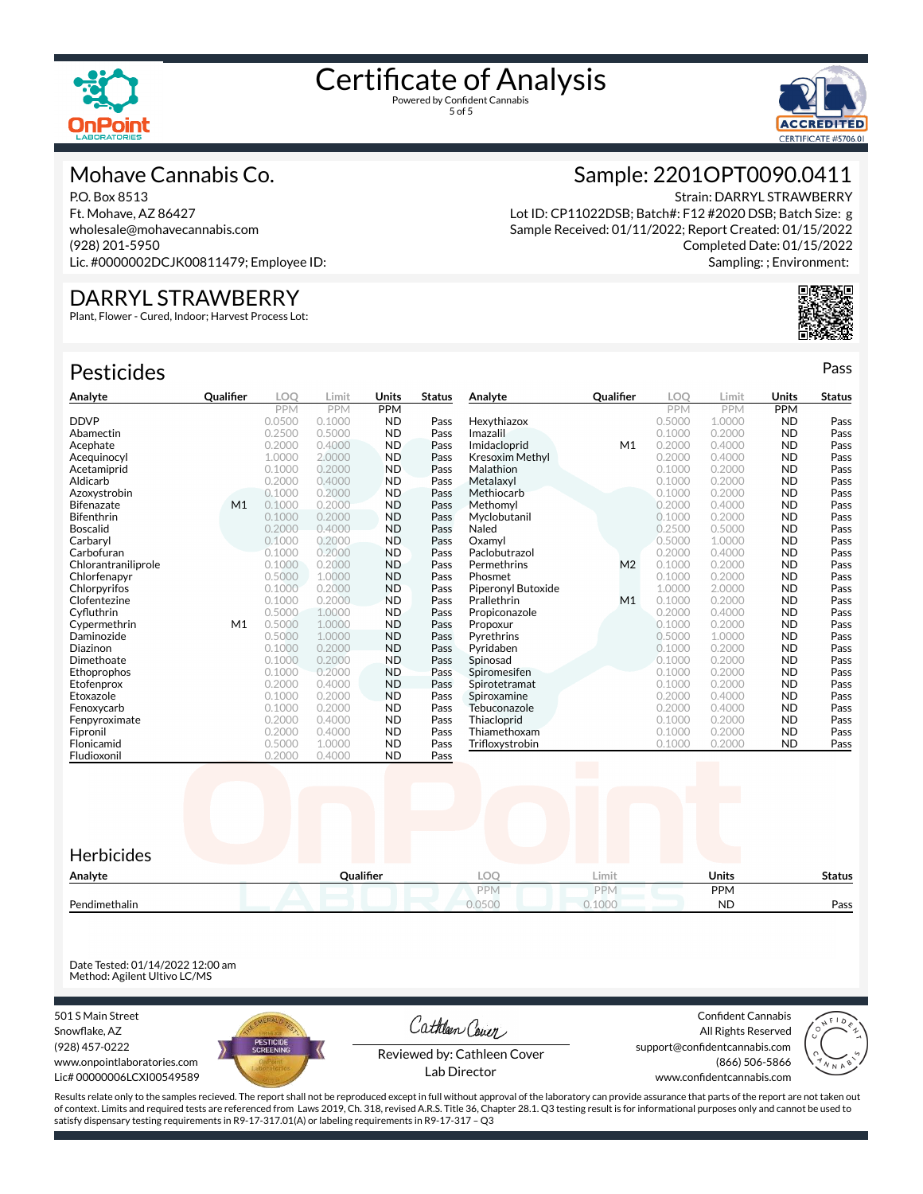# Certificate of Analysis

Powered by Confident Cannabis

## Mohave Cannabis Co.

P.O. Box 8513
Ft. Mohave, AZ 86427
wholesale@mohavecannabis.com
(928) 201-5950
Lic. #0000002DCJK00811479; Employee ID:

## Sample: 2201OPT0090.0411

Strain: DARRYL STRAWBERRY
Lot ID: CP11022DSB; Batch#: F12 #2020 DSB; Batch Size: g
Sample Received: 01/11/2022; Report Created: 01/15/2022
Completed Date: 01/15/2022
Sampling: ; Environment:

## DARRYL STRAWBERRY

Plant, Flower - Cured, Indoor; Harvest Process Lot:

## Pesticides

Pass

| Analyte | Qualifier | LOQ (PPM) | Limit (PPM) | Units (PPM) | Status |
|---|---|---|---|---|---|
| DDVP | | 0.0500 | 0.1000 | ND | Pass |
| Abamectin | | 0.2500 | 0.5000 | ND | Pass |
| Acephate | | 0.2000 | 0.4000 | ND | Pass |
| Acequinocyl | | 1.0000 | 2.0000 | ND | Pass |
| Acetamiprid | | 0.1000 | 0.2000 | ND | Pass |
| Aldicarb | | 0.2000 | 0.4000 | ND | Pass |
| Azoxystrobin | | 0.1000 | 0.2000 | ND | Pass |
| Bifenazate | M1 | 0.1000 | 0.2000 | ND | Pass |
| Bifenthrin | | 0.1000 | 0.2000 | ND | Pass |
| Boscalid | | 0.2000 | 0.4000 | ND | Pass |
| Carbaryl | | 0.1000 | 0.2000 | ND | Pass |
| Carbofuran | | 0.1000 | 0.2000 | ND | Pass |
| Chlorantraniliprole | | 0.1000 | 0.2000 | ND | Pass |
| Chlorfenapyr | | 0.5000 | 1.0000 | ND | Pass |
| Chlorpyrifos | | 0.1000 | 0.2000 | ND | Pass |
| Clofentezine | | 0.1000 | 0.2000 | ND | Pass |
| Cyfluthrin | | 0.5000 | 1.0000 | ND | Pass |
| Cypermethrin | M1 | 0.5000 | 1.0000 | ND | Pass |
| Daminozide | | 0.5000 | 1.0000 | ND | Pass |
| Diazinon | | 0.1000 | 0.2000 | ND | Pass |
| Dimethoate | | 0.1000 | 0.2000 | ND | Pass |
| Ethoprophos | | 0.1000 | 0.2000 | ND | Pass |
| Etofenprox | | 0.2000 | 0.4000 | ND | Pass |
| Etoxazole | | 0.1000 | 0.2000 | ND | Pass |
| Fenoxycarb | | 0.1000 | 0.2000 | ND | Pass |
| Fenpyroximate | | 0.2000 | 0.4000 | ND | Pass |
| Fipronil | | 0.2000 | 0.4000 | ND | Pass |
| Flonicamid | | 0.5000 | 1.0000 | ND | Pass |
| Fludioxonil | | 0.2000 | 0.4000 | ND | Pass |
| Hexythiazox | | 0.5000 | 1.0000 | ND | Pass |
| Imazalil | | 0.1000 | 0.2000 | ND | Pass |
| Imidacloprid | M1 | 0.2000 | 0.4000 | ND | Pass |
| Kresoxim Methyl | | 0.2000 | 0.4000 | ND | Pass |
| Malathion | | 0.1000 | 0.2000 | ND | Pass |
| Metalaxyl | | 0.1000 | 0.2000 | ND | Pass |
| Methiocarb | | 0.1000 | 0.2000 | ND | Pass |
| Methomyl | | 0.2000 | 0.4000 | ND | Pass |
| Myclobutanil | | 0.1000 | 0.2000 | ND | Pass |
| Naled | | 0.2500 | 0.5000 | ND | Pass |
| Oxamyl | | 0.5000 | 1.0000 | ND | Pass |
| Paclobutrazol | | 0.2000 | 0.4000 | ND | Pass |
| Permethrins | M2 | 0.1000 | 0.2000 | ND | Pass |
| Phosmet | | 0.1000 | 0.2000 | ND | Pass |
| Piperonyl Butoxide | | 1.0000 | 2.0000 | ND | Pass |
| Prallethrin | M1 | 0.1000 | 0.2000 | ND | Pass |
| Propiconazole | | 0.2000 | 0.4000 | ND | Pass |
| Propoxur | | 0.1000 | 0.2000 | ND | Pass |
| Pyrethrins | | 0.5000 | 1.0000 | ND | Pass |
| Pyridaben | | 0.1000 | 0.2000 | ND | Pass |
| Spinosad | | 0.1000 | 0.2000 | ND | Pass |
| Spiromesifen | | 0.1000 | 0.2000 | ND | Pass |
| Spirotetramat | | 0.1000 | 0.2000 | ND | Pass |
| Spiroxamine | | 0.2000 | 0.4000 | ND | Pass |
| Tebuconazole | | 0.2000 | 0.4000 | ND | Pass |
| Thiacloprid | | 0.1000 | 0.2000 | ND | Pass |
| Thiamethoxam | | 0.1000 | 0.2000 | ND | Pass |
| Trifloxystrobin | | 0.1000 | 0.2000 | ND | Pass |

## Herbicides

| Analyte | Qualifier | LOQ (PPM) | Limit (PPM) | Units (PPM) | Status |
|---|---|---|---|---|---|
| Pendimethalin | | 0.0500 | 0.1000 | ND | Pass |

Date Tested: 01/14/2022 12:00 am
Method: Agilent Ultivo LC/MS

501 S Main Street
Snowflake, AZ
(928) 457-0222
www.onpointlaboratories.com
Lic# 00000006LCXI00549589

Reviewed by: Cathleen Cover
Lab Director

Confident Cannabis
All Rights Reserved
support@confidentcannabis.com
(866) 506-5866
www.confidentcannabis.com

Results relate only to the samples recieved. The report shall not be reproduced except in full without approval of the laboratory can provide assurance that parts of the report are not taken out of context. Limits and required tests are referenced from Laws 2019, Ch. 318, revised A.R.S. Title 36, Chapter 28.1. Q3 testing result is for informational purposes only and cannot be used to satisfy dispensary testing requirements in R9-17-317.01(A) or labeling requirements in R9-17-317 – Q3